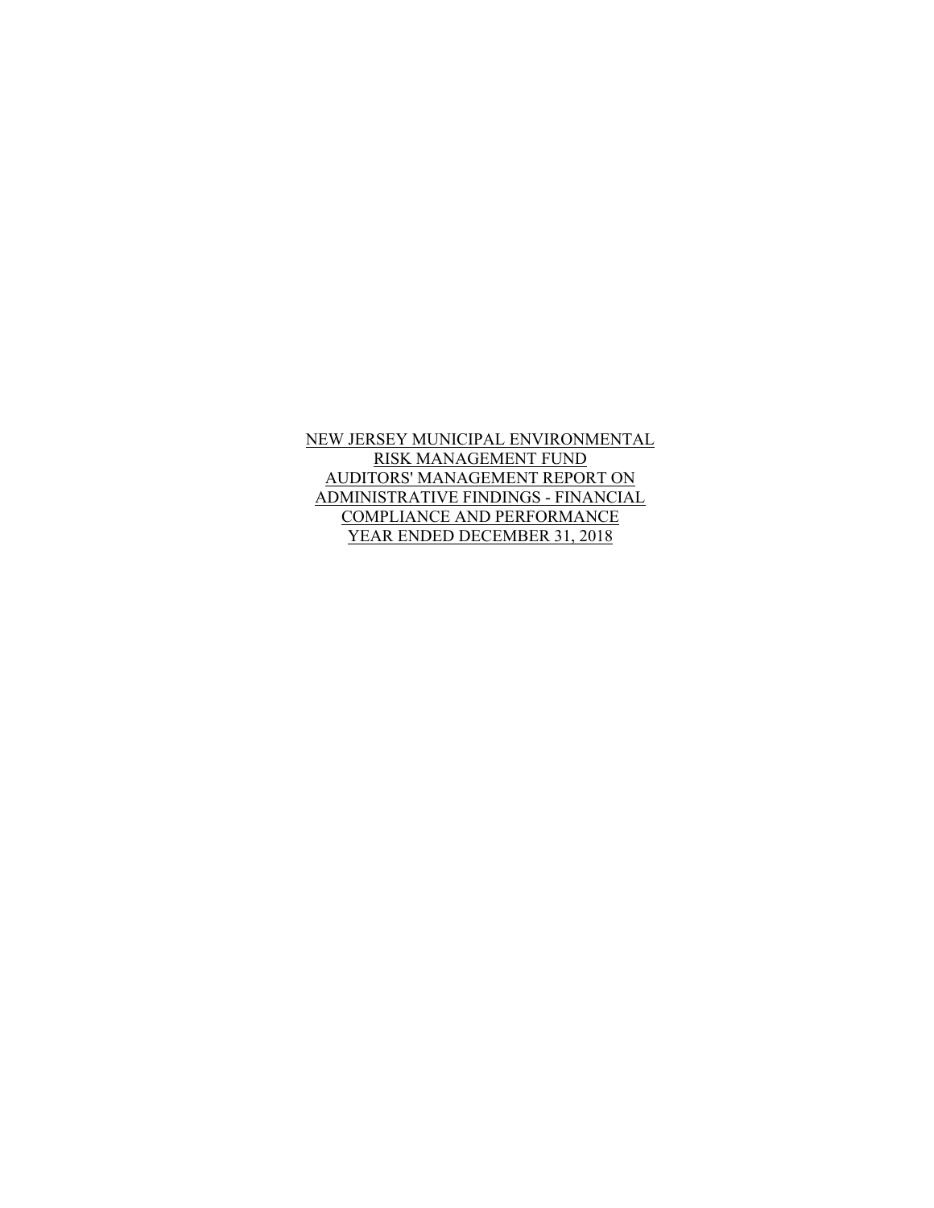# NEW JERSEY MUNICIPAL ENVIRONMENTAL RISK MANAGEMENT FUND AUDITORS' MANAGEMENT REPORT ON ADMINISTRATIVE FINDINGS - FINANCIAL COMPLIANCE AND PERFORMANCE YEAR ENDED DECEMBER 31, 2018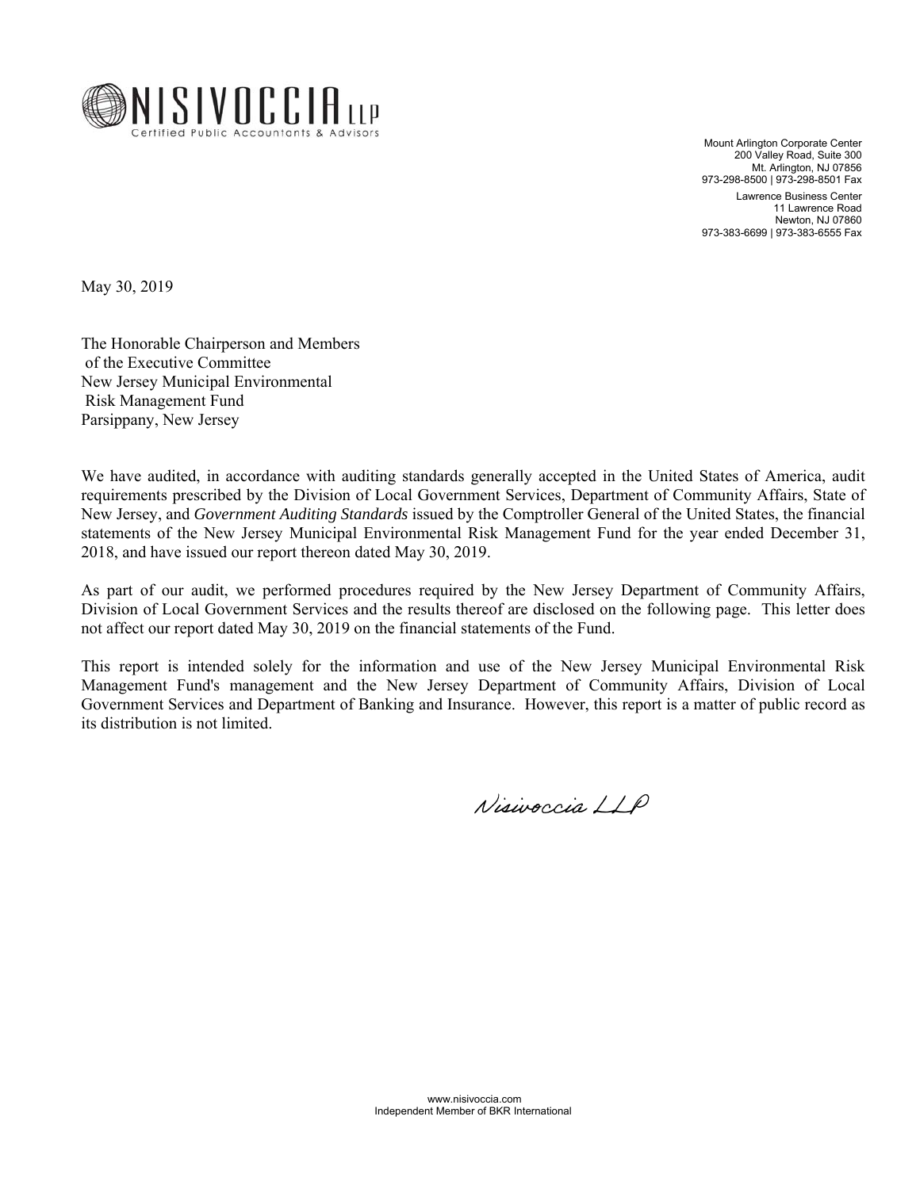# NISIVOCCIA LLP

Certified Public Accountants & Advisors

Mount Arlington Corporate Center
200 Valley Road, Suite 300
Mt. Arlington, NJ 07856
973-298-8500 | 973-298-8501 Fax

Lawrence Business Center
11 Lawrence Road
Newton, NJ 07860
973-383-6699 | 973-383-6555 Fax

May 30, 2019

The Honorable Chairperson and Members
of the Executive Committee
New Jersey Municipal Environmental
Risk Management Fund
Parsippany, New Jersey

We have audited, in accordance with auditing standards generally accepted in the United States of America, audit requirements prescribed by the Division of Local Government Services, Department of Community Affairs, State of New Jersey, and *Government Auditing Standards* issued by the Comptroller General of the United States, the financial statements of the New Jersey Municipal Environmental Risk Management Fund for the year ended December 31, 2018, and have issued our report thereon dated May 30, 2019.

As part of our audit, we performed procedures required by the New Jersey Department of Community Affairs, Division of Local Government Services and the results thereof are disclosed on the following page. This letter does not affect our report dated May 30, 2019 on the financial statements of the Fund.

This report is intended solely for the information and use of the New Jersey Municipal Environmental Risk Management Fund's management and the New Jersey Department of Community Affairs, Division of Local Government Services and Department of Banking and Insurance. However, this report is a matter of public record as its distribution is not limited.

Nisivoccia LLP

www.nisivoccia.com
Independent Member of BKR International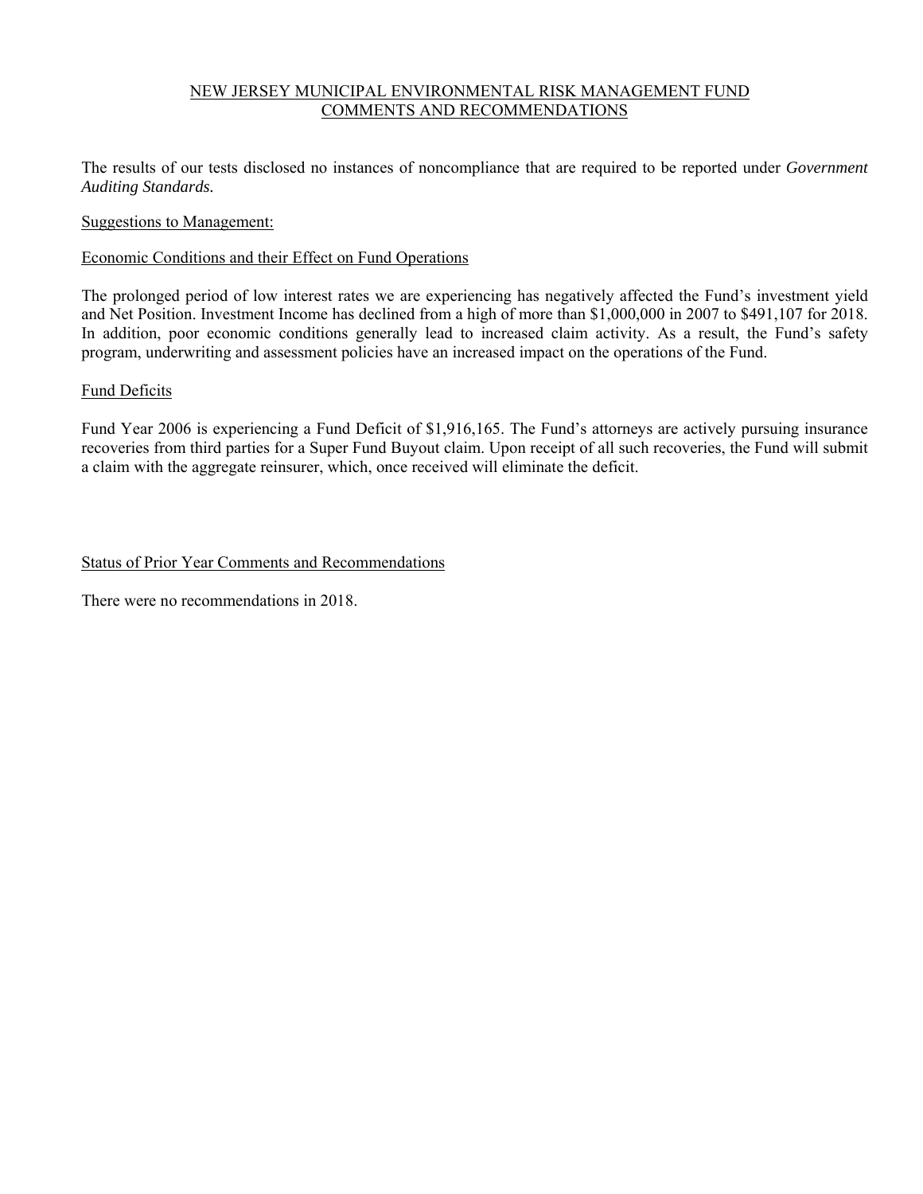# NEW JERSEY MUNICIPAL ENVIRONMENTAL RISK MANAGEMENT FUND
## COMMENTS AND RECOMMENDATIONS

The results of our tests disclosed no instances of noncompliance that are required to be reported under *Government Auditing Standards.*

### Suggestions to Management:

### Economic Conditions and their Effect on Fund Operations

The prolonged period of low interest rates we are experiencing has negatively affected the Fund's investment yield and Net Position. Investment Income has declined from a high of more than $1,000,000 in 2007 to $491,107 for 2018. In addition, poor economic conditions generally lead to increased claim activity. As a result, the Fund's safety program, underwriting and assessment policies have an increased impact on the operations of the Fund.

### Fund Deficits

Fund Year 2006 is experiencing a Fund Deficit of $1,916,165. The Fund's attorneys are actively pursuing insurance recoveries from third parties for a Super Fund Buyout claim. Upon receipt of all such recoveries, the Fund will submit a claim with the aggregate reinsurer, which, once received will eliminate the deficit.

### Status of Prior Year Comments and Recommendations

There were no recommendations in 2018.